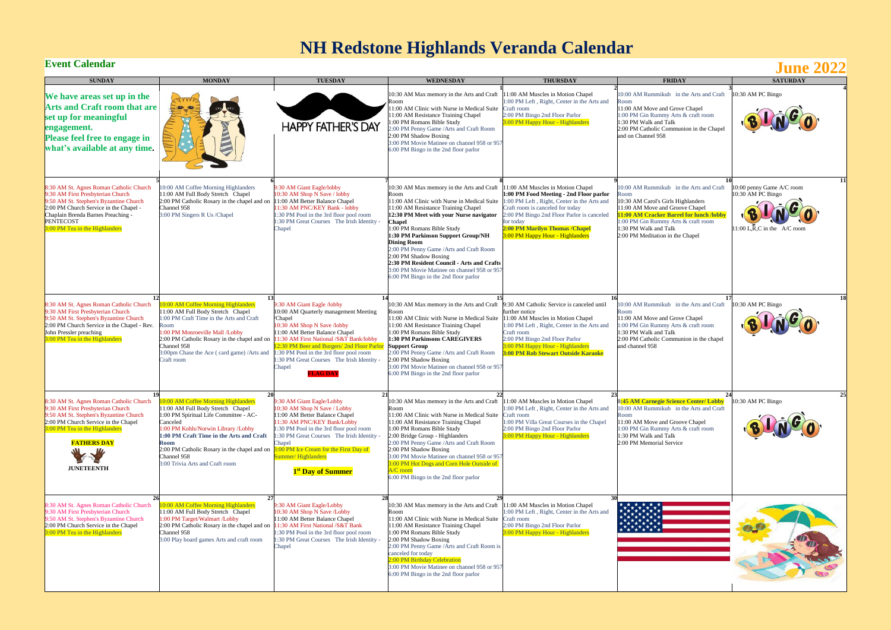# NH Redstone Highlands Veranda Calendar

## Event Calendar

## June 2022

| SUNDAY | MONDAY | TUESDAY | WEDNESDAY | THURSDAY | FRIDAY | SATURDAY |
|---|---|---|---|---|---|---|
| **We have areas set up in the Arts and Craft room that are set up for meaningful engagement. Please feel free to engage in what's available at any time.** | | HAPPY FATHER'S DAY | 1<br>10:30 AM Max memory in the Arts and Craft Room<br>11:00 AM Clinic with Nurse in Medical Suite<br>11:00 AM Resistance Training Chapel<br>1:00 PM Romans Bible Study<br>2:00 PM Penny Game /Arts and Craft Room<br>2:00 PM Shadow Boxing<br>3:00 PM Movie Matinee on channel 958 or 957<br>6:00 PM Bingo in the 2nd floor parlor | 2<br>11:00 AM Muscles in Motion Chapel<br>1:00 PM Left , Right, Center in the Arts and Craft room<br>2:00 PM Bingo 2nd Floor Parlor<br>3:00 PM Happy Hour - Highlanders | 3<br>10:00 AM Rummikub in the Arts and Craft Room<br>11:00 AM Move and Grove Chapel<br>1:00 PM Gin Rummy Arts & craft room<br>1:30 PM Walk and Talk<br>2:00 PM Catholic Communion in the Chapel and on Channel 958 | 4<br>10:30 AM PC Bingo<br>BINGO |
| 5<br>8:30 AM St. Agnes Roman Catholic Church<br>9:30 AM First Presbyterian Church<br>9:50 AM St. Stephen's Byzantine Church<br>2:00 PM Church Service in the Chapel - Chaplain Brenda Barnes Preaching - PENTECOST<br>3:00 PM Tea in the Highlanders | 6<br>10:00 AM Coffee Morning Highlanders<br>11:00 AM Full Body Stretch Chapel<br>2:00 PM Catholic Rosary in the chapel and on Channel 958<br>3:00 PM Singers R Us /Chapel | 7<br>9:30 AM Giant Eagle/lobby<br>10:30 AM Shop N Save / lobby<br>11:00 AM Better Balance Chapel<br>11:30 AM PNC/KEY Bank - lobby<br>1:30 PM Pool in the 3rd floor pool room<br>1:30 PM Great Courses The Irish Identity - Chapel | 8<br>10:30 AM Max memory in the Arts and Craft Room<br>11:00 AM Clinic with Nurse in Medical Suite<br>11:00 AM Resistance Training Chapel<br>**12:30 PM Meet with your Nurse navigator Chapel**<br>1:00 PM Romans Bible Study<br>**1:30 PM Parkinson Support Group/NH Dining Room**<br>2:00 PM Penny Game /Arts and Craft Room<br>2:00 PM Shadow Boxing<br>**2:30 PM Resident Council - Arts and Crafts**<br>3:00 PM Movie Matinee on channel 958 or 957<br>6:00 PM Bingo in the 2nd floor parlor | 9<br>11:00 AM Muscles in Motion Chapel<br>**1:00 PM Food Meeting - 2nd Floor parlor**<br>1:00 PM Left , Right, Center in the Arts and Craft room is canceled for today<br>2:00 PM Bingo 2nd Floor Parlor is canceled for today<br>**2:00 PM Marilyn Thomas /Chapel**<br>3:00 PM Happy Hour - Highlanders | 10<br>10:00 AM Rummikub in the Arts and Craft Room<br>10:30 AM Carol's Girls Highlanders<br>11:00 AM Move and Groove Chapel<br>**11:00 AM Cracker Barrel for lunch /lobby**<br>1:00 PM Gin Rummy Arts & craft room<br>1:30 PM Walk and Talk<br>2:00 PM Meditation in the Chapel | 11<br>10:00 penny Game A/C room<br>10:30 AM PC Bingo<br>BINGO<br>11:00 L,R,C in the A/C room |
| 12<br>8:30 AM St. Agnes Roman Catholic Church<br>9:30 AM First Presbyterian Church<br>9:50 AM St. Stephen's Byzantine Church<br>2:00 PM Church Service in the Chapel - Rev. John Pressler preaching<br>3:00 PM Tea in the Highlanders | 13<br>10:00 AM Coffee Morning Highlanders<br>11:00 AM Full Body Stretch Chapel<br>1:00 PM Craft Time in the Arts and Craft Room<br>1:00 PM Monroeville Mall /Lobby<br>2:00 PM Catholic Rosary in the chapel and on Channel 958<br>3:00pm Chase the Ace ( card game) /Arts and Craft room | 14<br>9:30 AM Giant Eagle /lobby<br>10:00 AM Quarterly management Meeting /Chapel<br>10:30 AM Shop N Save /lobby<br>11:00 AM Better Balance Chapel<br>11:30 AM First National /S&T Bank/lobby<br>12:30 PM Beer and Burgers/ 2nd Floor Parlor<br>1:30 PM Pool in the 3rd floor pool room<br>1:30 PM Great Courses The Irish Identity - Chapel<br>FLAG DAY | 15<br>10:30 AM Max memory in the Arts and Craft Room<br>11:00 AM Clinic with Nurse in Medical Suite<br>11:00 AM Resistance Training Chapel<br>1:00 PM Romans Bible Study<br>**1:30 PM Parkinsons CAREGIVERS Support Group**<br>2:00 PM Penny Game /Arts and Craft Room<br>2:00 PM Shadow Boxing<br>3:00 PM Movie Matinee on channel 958 or 957<br>6:00 PM Bingo in the 2nd floor parlor | 16<br>9:30 AM Catholic Service is canceled until further notice<br>11:00 AM Muscles in Motion Chapel<br>1:00 PM Left , Right, Center in the Arts and Craft room<br>2:00 PM Bingo 2nd Floor Parlor<br>3:00 PM Happy Hour - Highlanders<br>**3:00 PM Rob Stewart Outside Karaoke** | 17<br>10:00 AM Rummikub in the Arts and Craft Room<br>11:00 AM Move and Grove Chapel<br>1:00 PM Gin Rummy Arts & craft room<br>1:30 PM Walk and Talk<br>2:00 PM Catholic Communion in the chapel and channel 958 | 18<br>10:30 AM PC Bingo<br>BINGO |
| 19<br>8:30 AM St. Agnes Roman Catholic Church<br>9:30 AM First Presbyterian Church<br>9:50 AM St. Stephen's Byzantine Church<br>2:00 PM Church Service in the Chapel<br>3:00 PM Tea in the Highlanders<br>**FATHERS DAY**<br>**JUNETEENTH** | 20<br>10:00 AM Coffee Morning Highlanders<br>11:00 AM Full Body Stretch Chapel<br>1:00 PM Spiritual Life Committee - AC-Canceled<br>1:00 PM Kohls/Norwin Library /Lobby<br>**1:00 PM Craft Time in the Arts and Craft Room**<br>2:00 PM Catholic Rosary in the chapel and on Channel 958<br>3:00 Trivia Arts and Craft room | 21<br>9:30 AM Giant Eagle/Lobby<br>10:30 AM Shop N Save / Lobby<br>11:00 AM Better Balance Chapel<br>11:30 AM PNC/KEY Bank/Lobby<br>1:30 PM Pool in the 3rd floor pool room<br>1:30 PM Great Courses The Irish Identity - Chapel<br>3:00 PM Ice Cream for the First Day of Summer/ Highlanders<br>**1st Day of Summer** | 22<br>10:30 AM Max memory in the Arts and Craft Room<br>11:00 AM Clinic with Nurse in Medical Suite<br>11:00 AM Resistance Training Chapel<br>1:00 PM Romans Bible Study<br>2:00 Bridge Group - Highlanders<br>2:00 PM Penny Game /Arts and Craft Room<br>2:00 PM Shadow Boxing<br>3:00 PM Movie Matinee on channel 958 or 957<br>3:00 PM Hot Dogs and Corn Hole Outside of A/C room<br>6:00 PM Bingo in the 2nd floor parlor | 23<br>11:00 AM Muscles in Motion Chapel<br>1:00 PM Left , Right, Center in the Arts and Craft room<br>1:00 PM Villa Great Courses in the Chapel<br>2:00 PM Bingo 2nd Floor Parlor<br>3:00 PM Happy Hour - Highlanders | 24<br>**8:45 AM Carnegie Science Center/ Lobby**<br>10:00 AM Rummikub in the Arts and Craft Room<br>11:00 AM Move and Groove Chapel<br>1:00 PM Gin Rummy Arts & craft room<br>1:30 PM Walk and Talk<br>2:00 PM Memorial Service | 25<br>10:30 AM PC Bingo<br>BINGO |
| 26<br>8:30 AM St. Agnes Roman Catholic Church<br>9:30 AM First Presbyterian Church<br>9:50 AM St. Stephen's Byzantine Church<br>2:00 PM Church Service in the Chapel<br>3:00 PM Tea in the Highlanders | 27<br>10:00 AM Coffee Morning Highlanders<br>11:00 AM Full Body Stretch Chapel<br>1:00 PM Target/Walmart /Lobby<br>2:00 PM Catholic Rosary in the chapel and on Channel 958<br>3:00 Play board games Arts and craft room | 28<br>9:30 AM Giant Eagle/Lobby<br>10:30 AM Shop N Save /Lobby<br>11:00 AM Better Balance Chapel<br>11:30 AM First National /S&T Bank<br>1:30 PM Pool in the 3rd floor pool room<br>1:30 PM Great Courses The Irish Identity - Chapel | 29<br>10:30 AM Max memory in the Arts and Craft Room<br>11:00 AM Clinic with Nurse in Medical Suite<br>11:00 AM Resistance Training Chapel<br>1:00 PM Romans Bible Study<br>2:00 PM Shadow Boxing<br>2:00 PM Penny Game /Arts and Craft Room is canceled for today<br>2:00 PM Birthday Celebration<br>3:00 PM Movie Matinee on channel 958 or 957<br>6:00 PM Bingo in the 2nd floor parlor | 30<br>11:00 AM Muscles in Motion Chapel<br>1:00 PM Left , Right, Center in the Arts and Craft room<br>2:00 PM Bingo 2nd Floor Parlor<br>3:00 PM Happy Hour - Highlanders | | |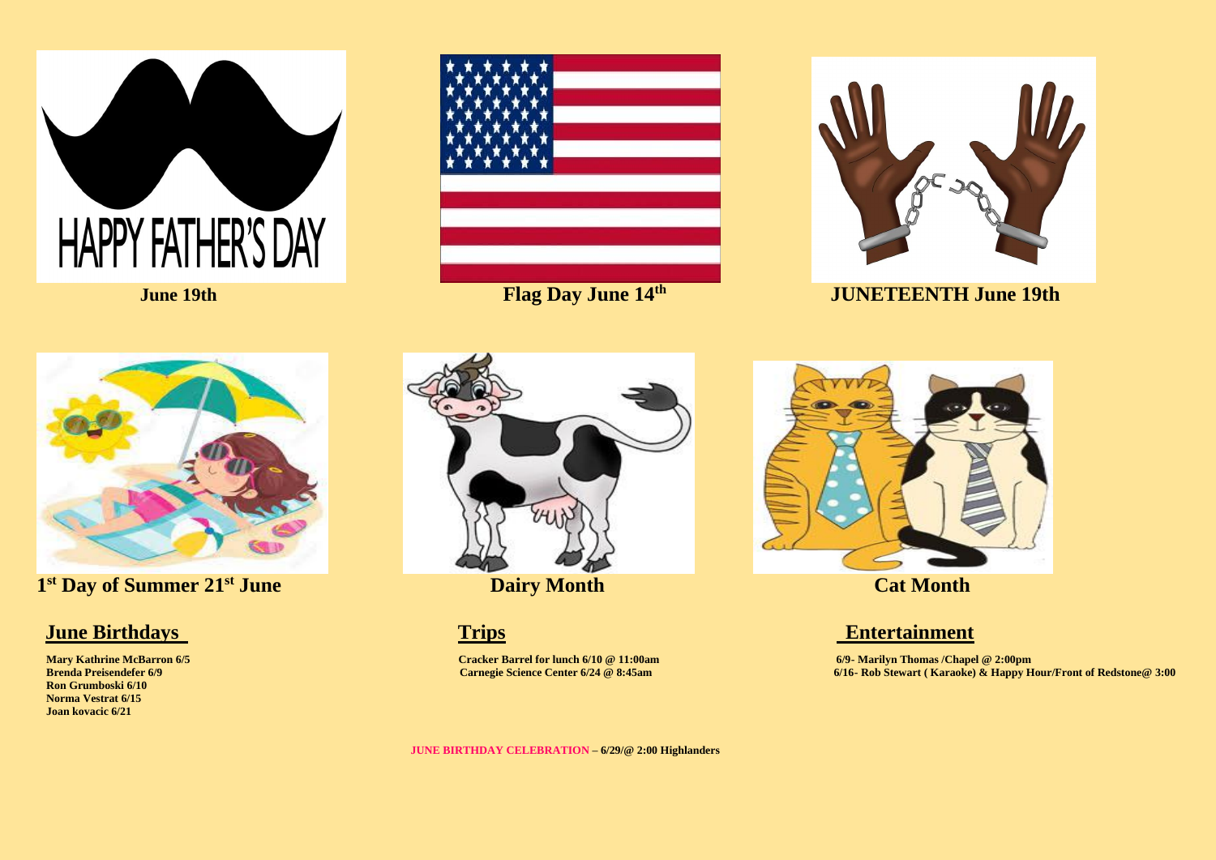June 19th

Flag Day June 14th

JUNETEENTH June 19th

1st Day of Summer 21st June

Dairy Month

Cat Month

## June Birthdays

**Mary Kathrine McBarron 6/5**
**Brenda Preisendefer 6/9**
**Ron Grumboski 6/10**
**Norma Vestrat 6/15**
**Joan kovacic 6/21**

## Trips

**Cracker Barrel for lunch 6/10 @ 11:00am**
**Carnegie Science Center 6/24 @ 8:45am**

## Entertainment

**6/9- Marilyn Thomas /Chapel @ 2:00pm**
**6/16- Rob Stewart ( Karaoke) & Happy Hour/Front of Redstone@ 3:00**

**JUNE BIRTHDAY CELEBRATION – 6/29/@ 2:00 Highlanders**